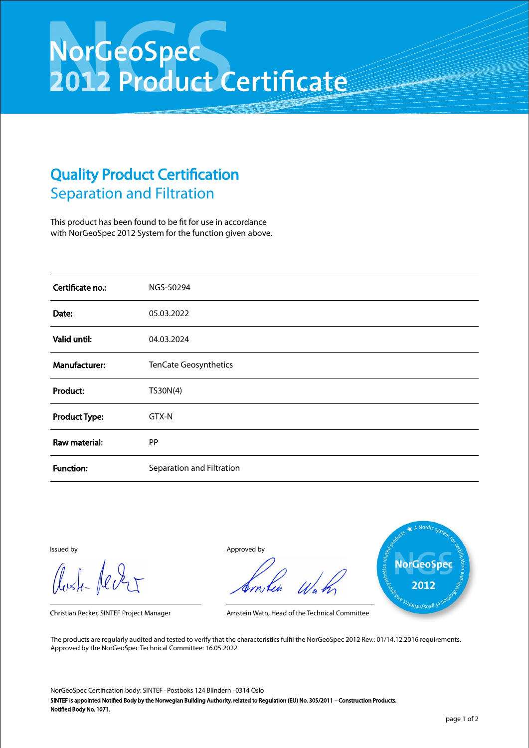# NorGeoSpec 2012 Product Certificate

## Quality Product Certification

### Separation and Filtration

This product has been found to be fit for use in accordance with NorGeoSpec 2012 System for the function given above.

| | |
|---|---|
| **Certificate no.:** | NGS-50294 |
| **Date:** | 05.03.2022 |
| **Valid until:** | 04.03.2024 |
| **Manufacturer:** | TenCate Geosynthetics |
| **Product:** | TS30N(4) |
| **Product Type:** | GTX-N |
| **Raw material:** | PP |
| **Function:** | Separation and Filtration |

Issued by

Christian Recker, SINTEF Project Manager

Approved by

Arnstein Watn, Head of the Technical Committee

A Nordic system for certification and specification of geosynthetics and geosynthetics related products — NorGeoSpec 2012

The products are regularly audited and tested to verify that the characteristics fulfil the NorGeoSpec 2012 Rev.: 01/14.12.2016 requirements.
Approved by the NorGeoSpec Technical Committee: 16.05.2022

NorGeoSpec Certification body: SINTEF · Postboks 124 Blindern · 0314 Oslo

**SINTEF is appointed Notified Body by the Norwegian Building Authority, related to Regulation (EU) No. 305/2011 – Construction Products.**
**Notified Body No. 1071.**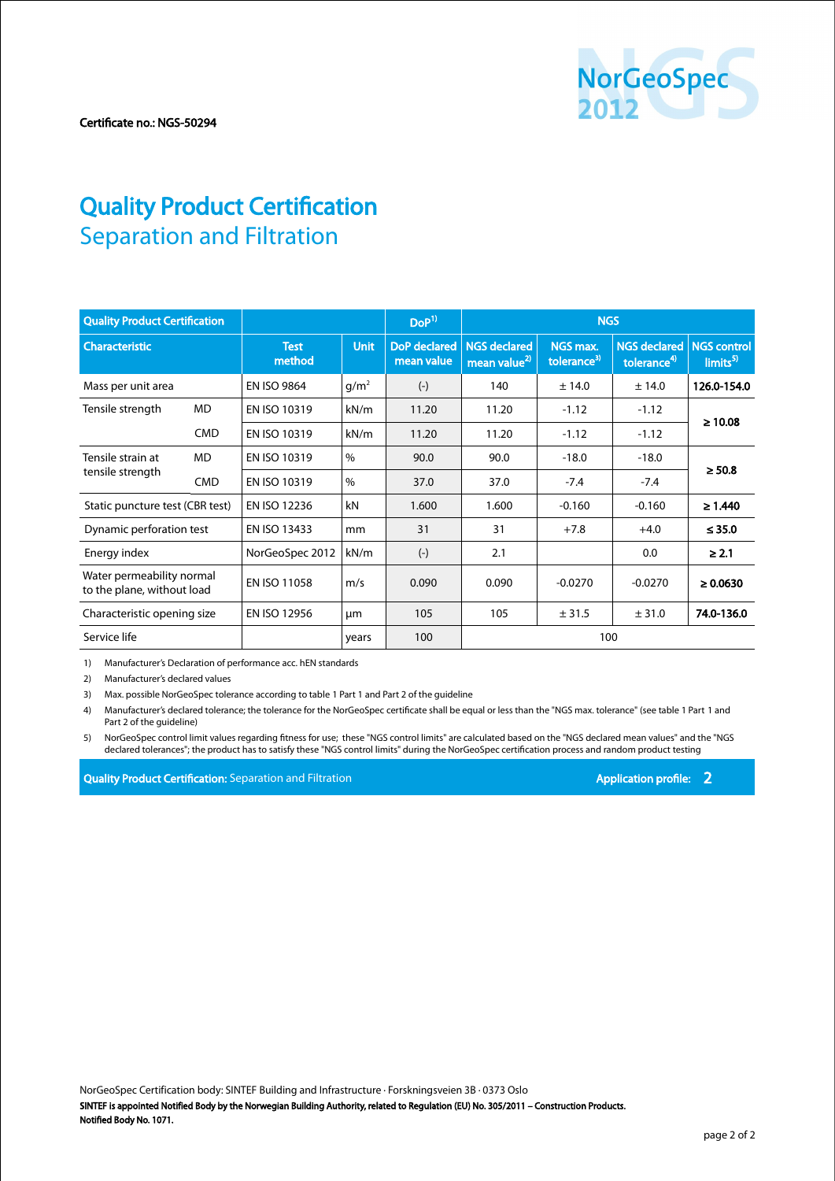Certificate no.: NGS-50294

# Quality Product Certification

## Separation and Filtration

| Quality Product Certification | | | | DoP[1] | NGS | | | |
|---|---|---|---|---|---|---|---|---|
| Characteristic | | Test method | Unit | DoP declared mean value | NGS declared mean value[2] | NGS max. tolerance[3] | NGS declared tolerance[4] | NGS control limits[5] |
| Mass per unit area | | EN ISO 9864 | g/m² | (-) | 140 | ± 14.0 | ± 14.0 | 126.0-154.0 |
| Tensile strength | MD | EN ISO 10319 | kN/m | 11.20 | 11.20 | -1.12 | -1.12 | ≥ 10.08 |
| | CMD | EN ISO 10319 | kN/m | 11.20 | 11.20 | -1.12 | -1.12 | |
| Tensile strain at tensile strength | MD | EN ISO 10319 | % | 90.0 | 90.0 | -18.0 | -18.0 | ≥ 50.8 |
| | CMD | EN ISO 10319 | % | 37.0 | 37.0 | -7.4 | -7.4 | |
| Static puncture test (CBR test) | | EN ISO 12236 | kN | 1.600 | 1.600 | -0.160 | -0.160 | ≥ 1.440 |
| Dynamic perforation test | | EN ISO 13433 | mm | 31 | 31 | +7.8 | +4.0 | ≤ 35.0 |
| Energy index | | NorGeoSpec 2012 | kN/m | (-) | 2.1 | | 0.0 | ≥ 2.1 |
| Water permeability normal to the plane, without load | | EN ISO 11058 | m/s | 0.090 | 0.090 | -0.0270 | -0.0270 | ≥ 0.0630 |
| Characteristic opening size | | EN ISO 12956 | µm | 105 | 105 | ± 31.5 | ± 31.0 | 74.0-136.0 |
| Service life | | | years | 100 | 100 | | | |

1) Manufacturer's Declaration of performance acc. hEN standards

2) Manufacturer's declared values

3) Max. possible NorGeoSpec tolerance according to table 1 Part 1 and Part 2 of the guideline

4) Manufacturer's declared tolerance; the tolerance for the NorGeoSpec certificate shall be equal or less than the "NGS max. tolerance" (see table 1 Part 1 and Part 2 of the guideline)

5) NorGeoSpec control limit values regarding fitness for use; these "NGS control limits" are calculated based on the "NGS declared mean values" and the "NGS declared tolerances"; the product has to satisfy these "NGS control limits" during the NorGeoSpec certification process and random product testing

**Quality Product Certification:** Separation and Filtration **Application profile: 2**

NorGeoSpec Certification body: SINTEF Building and Infrastructure · Forskningsveien 3B · 0373 Oslo

**SINTEF is appointed Notified Body by the Norwegian Building Authority, related to Regulation (EU) No. 305/2011 – Construction Products. Notified Body No. 1071.**